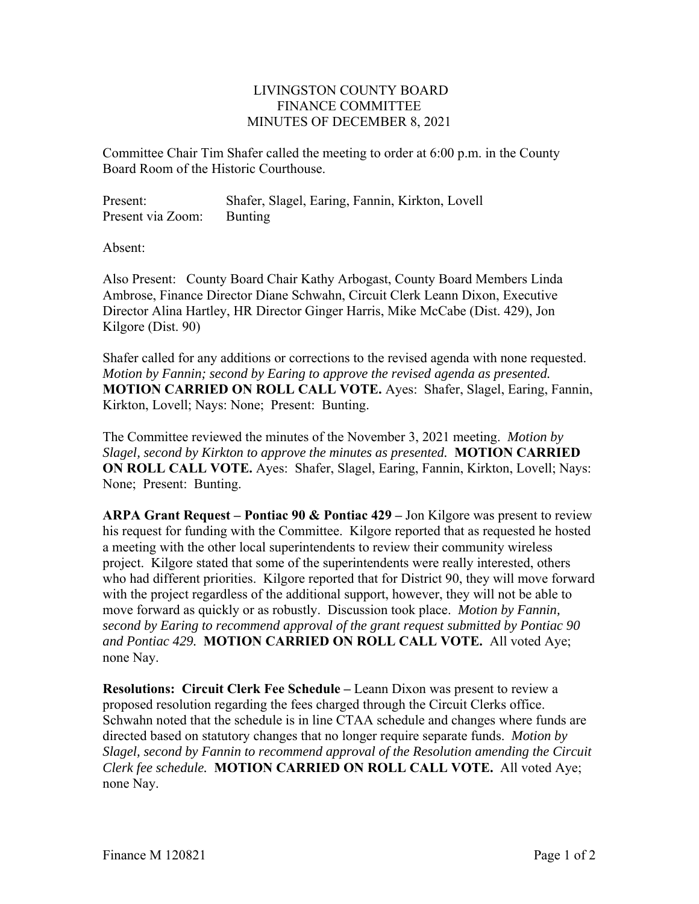# LIVINGSTON COUNTY BOARD
## FINANCE COMMITTEE
## MINUTES OF DECEMBER 8, 2021

Committee Chair Tim Shafer called the meeting to order at 6:00 p.m. in the County Board Room of the Historic Courthouse.

Present: Shafer, Slagel, Earing, Fannin, Kirkton, Lovell
Present via Zoom: Bunting

Absent:

Also Present: County Board Chair Kathy Arbogast, County Board Members Linda Ambrose, Finance Director Diane Schwahn, Circuit Clerk Leann Dixon, Executive Director Alina Hartley, HR Director Ginger Harris, Mike McCabe (Dist. 429), Jon Kilgore (Dist. 90)

Shafer called for any additions or corrections to the revised agenda with none requested. *Motion by Fannin; second by Earing to approve the revised agenda as presented.* **MOTION CARRIED ON ROLL CALL VOTE.** Ayes: Shafer, Slagel, Earing, Fannin, Kirkton, Lovell; Nays: None; Present: Bunting.

The Committee reviewed the minutes of the November 3, 2021 meeting. *Motion by Slagel, second by Kirkton to approve the minutes as presented.* **MOTION CARRIED ON ROLL CALL VOTE.** Ayes: Shafer, Slagel, Earing, Fannin, Kirkton, Lovell; Nays: None; Present: Bunting.

**ARPA Grant Request – Pontiac 90 & Pontiac 429 –** Jon Kilgore was present to review his request for funding with the Committee. Kilgore reported that as requested he hosted a meeting with the other local superintendents to review their community wireless project. Kilgore stated that some of the superintendents were really interested, others who had different priorities. Kilgore reported that for District 90, they will move forward with the project regardless of the additional support, however, they will not be able to move forward as quickly or as robustly. Discussion took place. *Motion by Fannin, second by Earing to recommend approval of the grant request submitted by Pontiac 90 and Pontiac 429.* **MOTION CARRIED ON ROLL CALL VOTE.** All voted Aye; none Nay.

**Resolutions: Circuit Clerk Fee Schedule –** Leann Dixon was present to review a proposed resolution regarding the fees charged through the Circuit Clerks office. Schwahn noted that the schedule is in line CTAA schedule and changes where funds are directed based on statutory changes that no longer require separate funds. *Motion by Slagel, second by Fannin to recommend approval of the Resolution amending the Circuit Clerk fee schedule.* **MOTION CARRIED ON ROLL CALL VOTE.** All voted Aye; none Nay.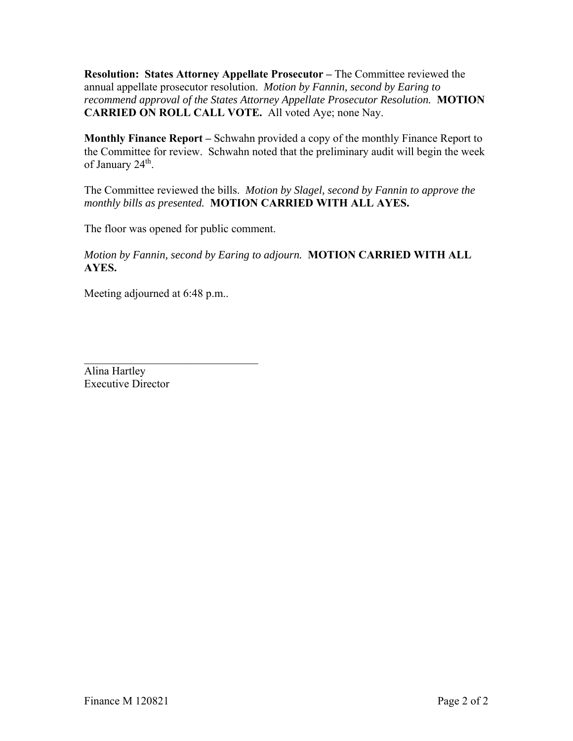**Resolution: States Attorney Appellate Prosecutor –** The Committee reviewed the annual appellate prosecutor resolution. *Motion by Fannin, second by Earing to recommend approval of the States Attorney Appellate Prosecutor Resolution.* **MOTION CARRIED ON ROLL CALL VOTE.** All voted Aye; none Nay.

**Monthly Finance Report –** Schwahn provided a copy of the monthly Finance Report to the Committee for review. Schwahn noted that the preliminary audit will begin the week of January 24th.

The Committee reviewed the bills. *Motion by Slagel, second by Fannin to approve the monthly bills as presented.* **MOTION CARRIED WITH ALL AYES.**

The floor was opened for public comment.

*Motion by Fannin, second by Earing to adjourn.* **MOTION CARRIED WITH ALL AYES.**

Meeting adjourned at 6:48 p.m..

________________________________
Alina Hartley
Executive Director